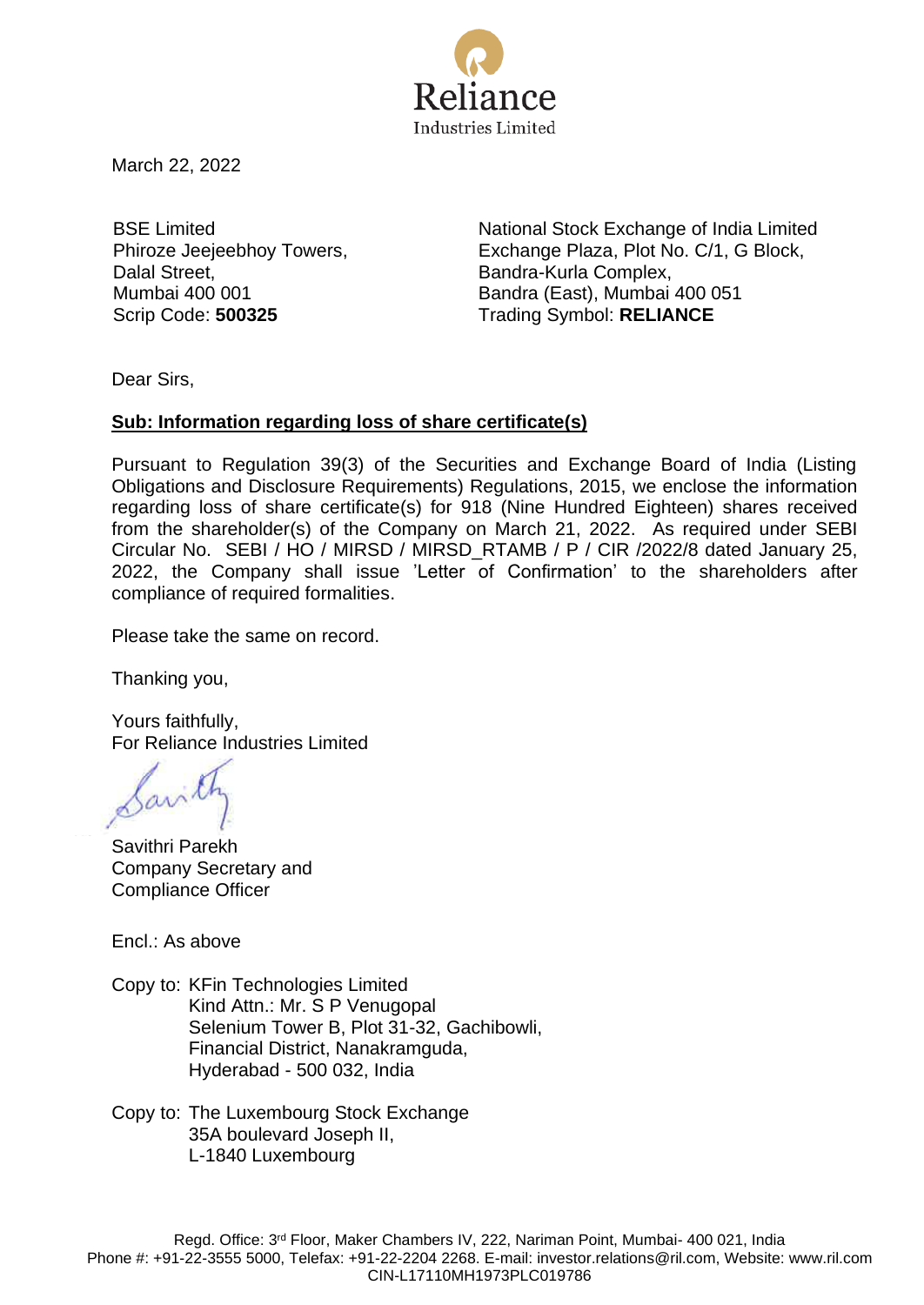Reliance Industries Limited

March 22, 2022

BSE Limited
Phiroze Jeejeebhoy Towers,
Dalal Street,
Mumbai 400 001
Scrip Code: **500325**

National Stock Exchange of India Limited
Exchange Plaza, Plot No. C/1, G Block,
Bandra-Kurla Complex,
Bandra (East), Mumbai 400 051
Trading Symbol: **RELIANCE**

Dear Sirs,

**Sub: Information regarding loss of share certificate(s)**

Pursuant to Regulation 39(3) of the Securities and Exchange Board of India (Listing Obligations and Disclosure Requirements) Regulations, 2015, we enclose the information regarding loss of share certificate(s) for 918 (Nine Hundred Eighteen) shares received from the shareholder(s) of the Company on March 21, 2022. As required under SEBI Circular No. SEBI / HO / MIRSD / MIRSD_RTAMB / P / CIR /2022/8 dated January 25, 2022, the Company shall issue 'Letter of Confirmation' to the shareholders after compliance of required formalities.

Please take the same on record.

Thanking you,

Yours faithfully,
For Reliance Industries Limited

Savithri Parekh
Company Secretary and
Compliance Officer

Encl.: As above

Copy to: KFin Technologies Limited
Kind Attn.: Mr. S P Venugopal
Selenium Tower B, Plot 31-32, Gachibowli,
Financial District, Nanakramguda,
Hyderabad - 500 032, India

Copy to: The Luxembourg Stock Exchange
35A boulevard Joseph II,
L-1840 Luxembourg

Regd. Office: 3rd Floor, Maker Chambers IV, 222, Nariman Point, Mumbai- 400 021, India
Phone #: +91-22-3555 5000, Telefax: +91-22-2204 2268. E-mail: investor.relations@ril.com, Website: www.ril.com
CIN-L17110MH1973PLC019786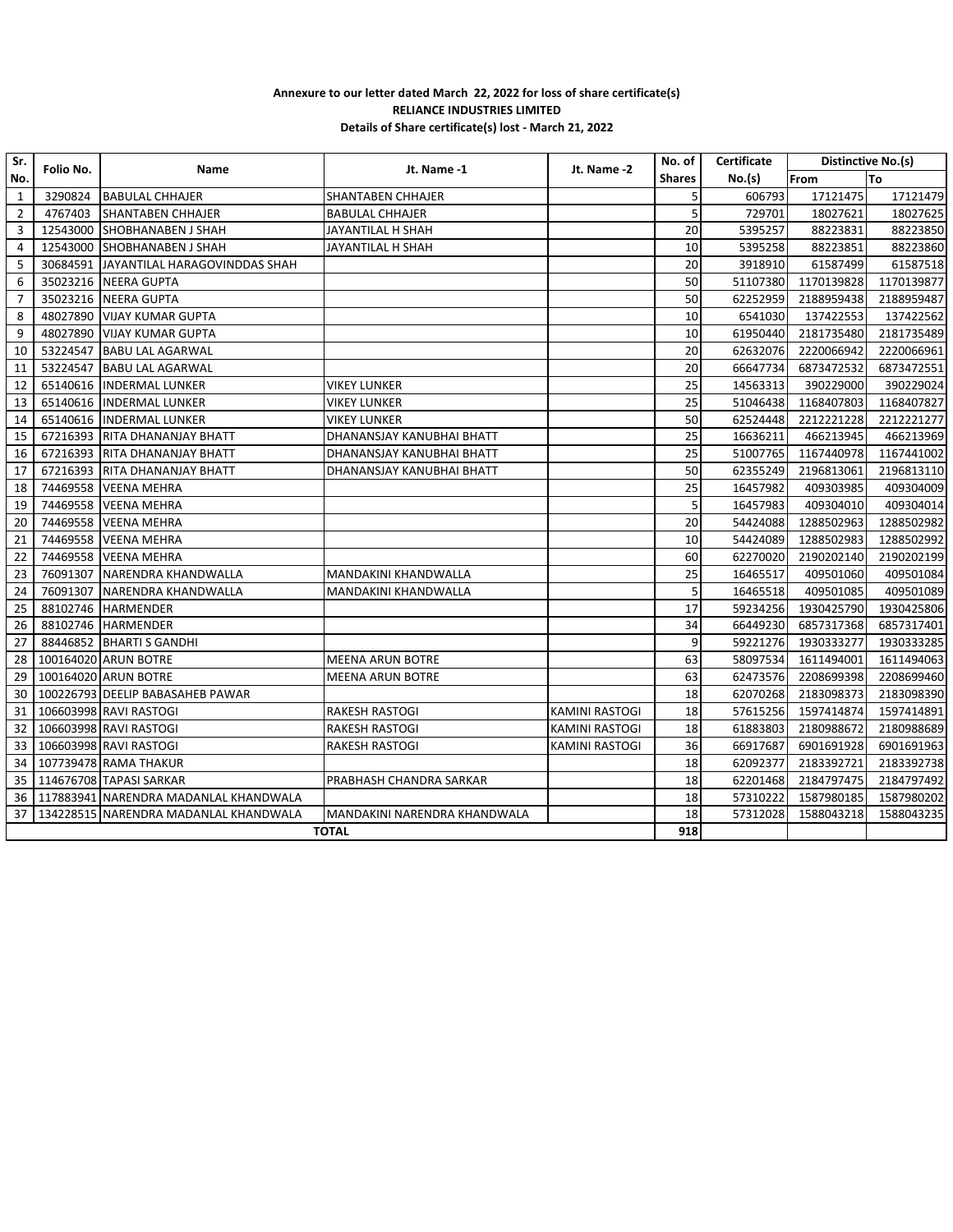**Annexure to our letter dated March 22, 2022 for loss of share certificate(s)**
**RELIANCE INDUSTRIES LIMITED**
**Details of Share certificate(s) lost - March 21, 2022**

| Sr. No. | Folio No. | Name | Jt. Name -1 | Jt. Name -2 | No. of Shares | Certificate No.(s) | Distinctive No.(s) | |
|---|---|---|---|---|---|---|---|---|
| | | | | | | | From | To |
| 1 | 3290824 | BABULAL CHHAJER | SHANTABEN CHHAJER | | 5 | 606793 | 17121475 | 17121479 |
| 2 | 4767403 | SHANTABEN CHHAJER | BABULAL CHHAJER | | 5 | 729701 | 18027621 | 18027625 |
| 3 | 12543000 | SHOBHANABEN J SHAH | JAYANTILAL H SHAH | | 20 | 5395257 | 88223831 | 88223850 |
| 4 | 12543000 | SHOBHANABEN J SHAH | JAYANTILAL H SHAH | | 10 | 5395258 | 88223851 | 88223860 |
| 5 | 30684591 | JAYANTILAL HARAGOVINDDAS SHAH | | | 20 | 3918910 | 61587499 | 61587518 |
| 6 | 35023216 | NEERA GUPTA | | | 50 | 51107380 | 1170139828 | 1170139877 |
| 7 | 35023216 | NEERA GUPTA | | | 50 | 62252959 | 2188959438 | 2188959487 |
| 8 | 48027890 | VIJAY KUMAR GUPTA | | | 10 | 6541030 | 137422553 | 137422562 |
| 9 | 48027890 | VIJAY KUMAR GUPTA | | | 10 | 61950440 | 2181735480 | 2181735489 |
| 10 | 53224547 | BABU LAL AGARWAL | | | 20 | 62632076 | 2220066942 | 2220066961 |
| 11 | 53224547 | BABU LAL AGARWAL | | | 20 | 66647734 | 6873472532 | 6873472551 |
| 12 | 65140616 | INDERMAL LUNKER | VIKEY LUNKER | | 25 | 14563313 | 390229000 | 390229024 |
| 13 | 65140616 | INDERMAL LUNKER | VIKEY LUNKER | | 25 | 51046438 | 1168407803 | 1168407827 |
| 14 | 65140616 | INDERMAL LUNKER | VIKEY LUNKER | | 50 | 62524448 | 2212221228 | 2212221277 |
| 15 | 67216393 | RITA DHANANJAY BHATT | DHANANSJAY KANUBHAI BHATT | | 25 | 16636211 | 466213945 | 466213969 |
| 16 | 67216393 | RITA DHANANJAY BHATT | DHANANSJAY KANUBHAI BHATT | | 25 | 51007765 | 1167440978 | 1167441002 |
| 17 | 67216393 | RITA DHANANJAY BHATT | DHANANSJAY KANUBHAI BHATT | | 50 | 62355249 | 2196813061 | 2196813110 |
| 18 | 74469558 | VEENA MEHRA | | | 25 | 16457982 | 409303985 | 409304009 |
| 19 | 74469558 | VEENA MEHRA | | | 5 | 16457983 | 409304010 | 409304014 |
| 20 | 74469558 | VEENA MEHRA | | | 20 | 54424088 | 1288502963 | 1288502982 |
| 21 | 74469558 | VEENA MEHRA | | | 10 | 54424089 | 1288502983 | 1288502992 |
| 22 | 74469558 | VEENA MEHRA | | | 60 | 62270020 | 2190202140 | 2190202199 |
| 23 | 76091307 | NARENDRA KHANDWALLA | MANDAKINI KHANDWALLA | | 25 | 16465517 | 409501060 | 409501084 |
| 24 | 76091307 | NARENDRA KHANDWALLA | MANDAKINI KHANDWALLA | | 5 | 16465518 | 409501085 | 409501089 |
| 25 | 88102746 | HARMENDER | | | 17 | 59234256 | 1930425790 | 1930425806 |
| 26 | 88102746 | HARMENDER | | | 34 | 66449230 | 6857317368 | 6857317401 |
| 27 | 88446852 | BHARTI S GANDHI | | | 9 | 59221276 | 1930333277 | 1930333285 |
| 28 | 100164020 | ARUN BOTRE | MEENA ARUN BOTRE | | 63 | 58097534 | 1611494001 | 1611494063 |
| 29 | 100164020 | ARUN BOTRE | MEENA ARUN BOTRE | | 63 | 62473576 | 2208699398 | 2208699460 |
| 30 | 100226793 | DEELIP BABASAHEB PAWAR | | | 18 | 62070268 | 2183098373 | 2183098390 |
| 31 | 106603998 | RAVI RASTOGI | RAKESH RASTOGI | KAMINI RASTOGI | 18 | 57615256 | 1597414874 | 1597414891 |
| 32 | 106603998 | RAVI RASTOGI | RAKESH RASTOGI | KAMINI RASTOGI | 18 | 61883803 | 2180988672 | 2180988689 |
| 33 | 106603998 | RAVI RASTOGI | RAKESH RASTOGI | KAMINI RASTOGI | 36 | 66917687 | 6901691928 | 6901691963 |
| 34 | 107739478 | RAMA THAKUR | | | 18 | 62092377 | 2183392721 | 2183392738 |
| 35 | 114676708 | TAPASI SARKAR | PRABHASH CHANDRA SARKAR | | 18 | 62201468 | 2184797475 | 2184797492 |
| 36 | 117883941 | NARENDRA MADANLAL KHANDWALA | | | 18 | 57310222 | 1587980185 | 1587980202 |
| 37 | 134228515 | NARENDRA MADANLAL KHANDWALA | MANDAKINI NARENDRA KHANDWALA | | 18 | 57312028 | 1588043218 | 1588043235 |
| **TOTAL** | | | | | **918** | | | |